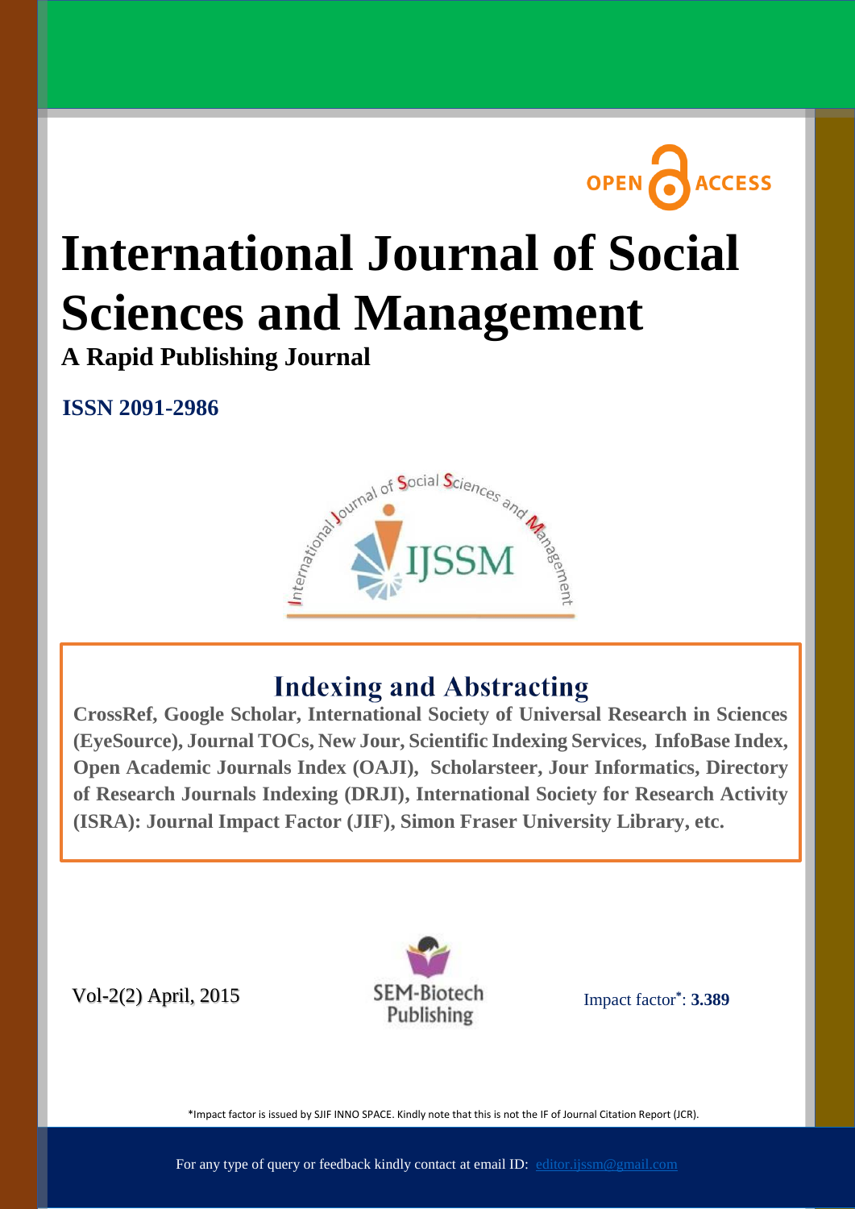OPEN ACCESS

# International Journal of Social Sciences and Management

**A Rapid Publishing Journal**

**ISSN 2091-2986**

## Indexing and Abstracting

**CrossRef, Google Scholar, International Society of Universal Research in Sciences (EyeSource), Journal TOCs, New Jour, Scientific Indexing Services, InfoBase Index, Open Academic Journals Index (OAJI), Scholarsteer, Jour Informatics, Directory of Research Journals Indexing (DRJI), International Society for Research Activity (ISRA): Journal Impact Factor (JIF), Simon Fraser University Library, etc.**

Vol-2(2) April, 2015

SEM-Biotech Publishing

Impact factor*: **3.389**

*Impact factor is issued by SJIF INNO SPACE. Kindly note that this is not the IF of Journal Citation Report (JCR).

For any type of query or feedback kindly contact at email ID: editor.ijssm@gmail.com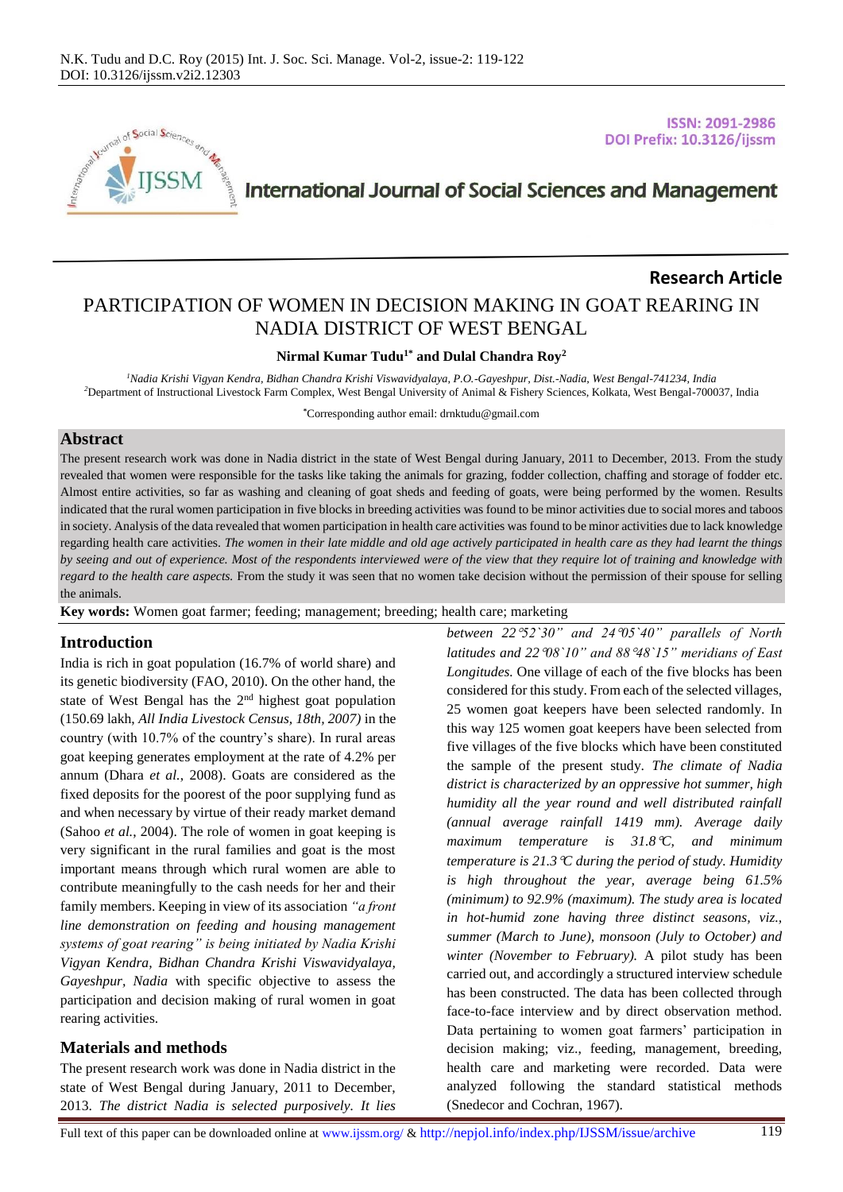ISSN: 2091-2986
DOI Prefix: 10.3126/ijssm

International Journal of Social Sciences and Management

**Research Article**

# PARTICIPATION OF WOMEN IN DECISION MAKING IN GOAT REARING IN NADIA DISTRICT OF WEST BENGAL

**Nirmal Kumar Tudu[1*] and Dulal Chandra Roy[2]**

[1]Nadia Krishi Vigyan Kendra, Bidhan Chandra Krishi Viswavidyalaya, P.O.-Gayeshpur, Dist.-Nadia, West Bengal-741234, India
[2]Department of Instructional Livestock Farm Complex, West Bengal University of Animal & Fishery Sciences, Kolkata, West Bengal-700037, India

[*]Corresponding author email: drnktudu@gmail.com

## Abstract

The present research work was done in Nadia district in the state of West Bengal during January, 2011 to December, 2013. From the study revealed that women were responsible for the tasks like taking the animals for grazing, fodder collection, chaffing and storage of fodder etc. Almost entire activities, so far as washing and cleaning of goat sheds and feeding of goats, were being performed by the women. Results indicated that the rural women participation in five blocks in breeding activities was found to be minor activities due to social mores and taboos in society. Analysis of the data revealed that women participation in health care activities was found to be minor activities due to lack knowledge regarding health care activities. *The women in their late middle and old age actively participated in health care as they had learnt the things by seeing and out of experience. Most of the respondents interviewed were of the view that they require lot of training and knowledge with regard to the health care aspects.* From the study it was seen that no women take decision without the permission of their spouse for selling the animals.

**Key words:** Women goat farmer; feeding; management; breeding; health care; marketing

## Introduction

India is rich in goat population (16.7% of world share) and its genetic biodiversity (FAO, 2010). On the other hand, the state of West Bengal has the 2nd highest goat population (150.69 lakh, *All India Livestock Census, 18th, 2007)* in the country (with 10.7% of the country's share). In rural areas goat keeping generates employment at the rate of 4.2% per annum (Dhara *et al.*, 2008). Goats are considered as the fixed deposits for the poorest of the poor supplying fund as and when necessary by virtue of their ready market demand (Sahoo *et al.*, 2004). The role of women in goat keeping is very significant in the rural families and goat is the most important means through which rural women are able to contribute meaningfully to the cash needs for her and their family members. Keeping in view of its association *"a front line demonstration on feeding and housing management systems of goat rearing" is being initiated by Nadia Krishi Vigyan Kendra, Bidhan Chandra Krishi Viswavidyalaya, Gayeshpur, Nadia* with specific objective to assess the participation and decision making of rural women in goat rearing activities.

## Materials and methods

The present research work was done in Nadia district in the state of West Bengal during January, 2011 to December, 2013. *The district Nadia is selected purposively. It lies between 22°52`30" and 24°05`40" parallels of North latitudes and 22°08`10" and 88°48`15" meridians of East Longitudes.* One village of each of the five blocks has been considered for this study. From each of the selected villages, 25 women goat keepers have been selected randomly. In this way 125 women goat keepers have been selected from five villages of the five blocks which have been constituted the sample of the present study. *The climate of Nadia district is characterized by an oppressive hot summer, high humidity all the year round and well distributed rainfall (annual average rainfall 1419 mm). Average daily maximum temperature is 31.8°C, and minimum temperature is 21.3°C during the period of study. Humidity is high throughout the year, average being 61.5% (minimum) to 92.9% (maximum). The study area is located in hot-humid zone having three distinct seasons, viz., summer (March to June), monsoon (July to October) and winter (November to February).* A pilot study has been carried out, and accordingly a structured interview schedule has been constructed. The data has been collected through face-to-face interview and by direct observation method. Data pertaining to women goat farmers' participation in decision making; viz., feeding, management, breeding, health care and marketing were recorded. Data were analyzed following the standard statistical methods (Snedecor and Cochran, 1967).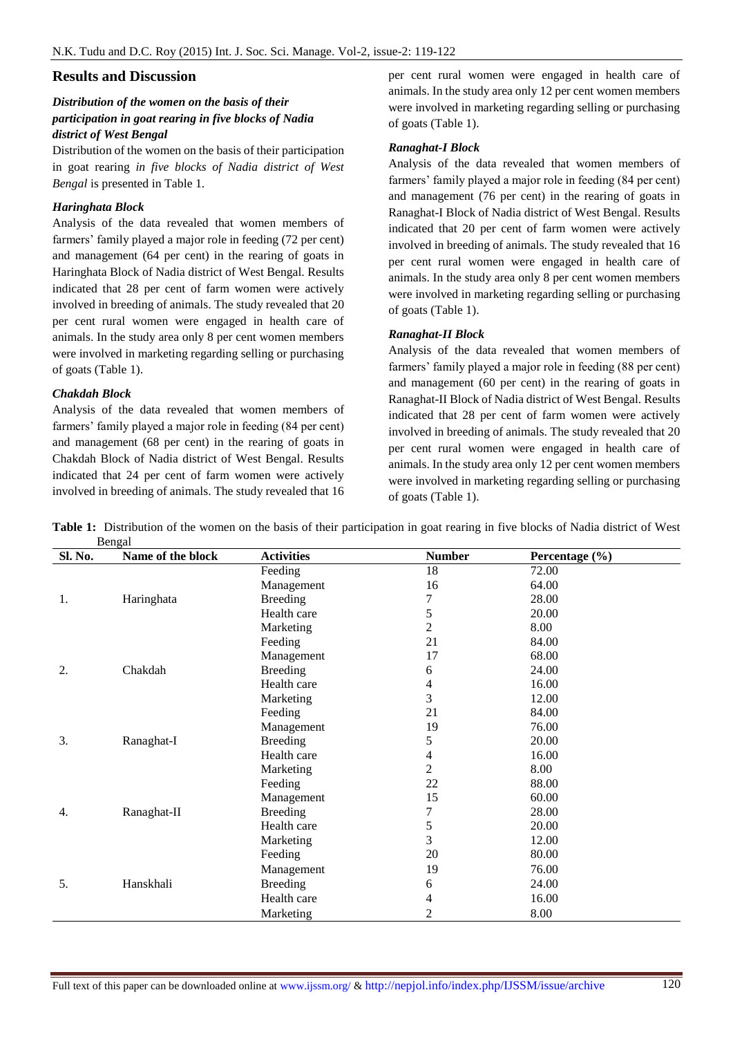## Results and Discussion

### *Distribution of the women on the basis of their participation in goat rearing in five blocks of Nadia district of West Bengal*

Distribution of the women on the basis of their participation in goat rearing *in five blocks of Nadia district of West Bengal* is presented in Table 1.

#### *Haringhata Block*

Analysis of the data revealed that women members of farmers' family played a major role in feeding (72 per cent) and management (64 per cent) in the rearing of goats in Haringhata Block of Nadia district of West Bengal. Results indicated that 28 per cent of farm women were actively involved in breeding of animals. The study revealed that 20 per cent rural women were engaged in health care of animals. In the study area only 8 per cent women members were involved in marketing regarding selling or purchasing of goats (Table 1).

#### *Chakdah Block*

Analysis of the data revealed that women members of farmers' family played a major role in feeding (84 per cent) and management (68 per cent) in the rearing of goats in Chakdah Block of Nadia district of West Bengal. Results indicated that 24 per cent of farm women were actively involved in breeding of animals. The study revealed that 16 per cent rural women were engaged in health care of animals. In the study area only 12 per cent women members were involved in marketing regarding selling or purchasing of goats (Table 1).

#### *Ranaghat-I Block*

Analysis of the data revealed that women members of farmers' family played a major role in feeding (84 per cent) and management (76 per cent) in the rearing of goats in Ranaghat-I Block of Nadia district of West Bengal. Results indicated that 20 per cent of farm women were actively involved in breeding of animals. The study revealed that 16 per cent rural women were engaged in health care of animals. In the study area only 8 per cent women members were involved in marketing regarding selling or purchasing of goats (Table 1).

#### *Ranaghat-II Block*

Analysis of the data revealed that women members of farmers' family played a major role in feeding (88 per cent) and management (60 per cent) in the rearing of goats in Ranaghat-II Block of Nadia district of West Bengal. Results indicated that 28 per cent of farm women were actively involved in breeding of animals. The study revealed that 20 per cent rural women were engaged in health care of animals. In the study area only 12 per cent women members were involved in marketing regarding selling or purchasing of goats (Table 1).

**Table 1:** Distribution of the women on the basis of their participation in goat rearing in five blocks of Nadia district of West Bengal

| Sl. No. | Name of the block | Activities | Number | Percentage (%) |
|---|---|---|---|---|
| 1. | Haringhata | Feeding | 18 | 72.00 |
| | | Management | 16 | 64.00 |
| | | Breeding | 7 | 28.00 |
| | | Health care | 5 | 20.00 |
| | | Marketing | 2 | 8.00 |
| 2. | Chakdah | Feeding | 21 | 84.00 |
| | | Management | 17 | 68.00 |
| | | Breeding | 6 | 24.00 |
| | | Health care | 4 | 16.00 |
| | | Marketing | 3 | 12.00 |
| 3. | Ranaghat-I | Feeding | 21 | 84.00 |
| | | Management | 19 | 76.00 |
| | | Breeding | 5 | 20.00 |
| | | Health care | 4 | 16.00 |
| | | Marketing | 2 | 8.00 |
| 4. | Ranaghat-II | Feeding | 22 | 88.00 |
| | | Management | 15 | 60.00 |
| | | Breeding | 7 | 28.00 |
| | | Health care | 5 | 20.00 |
| | | Marketing | 3 | 12.00 |
| 5. | Hanskhali | Feeding | 20 | 80.00 |
| | | Management | 19 | 76.00 |
| | | Breeding | 6 | 24.00 |
| | | Health care | 4 | 16.00 |
| | | Marketing | 2 | 8.00 |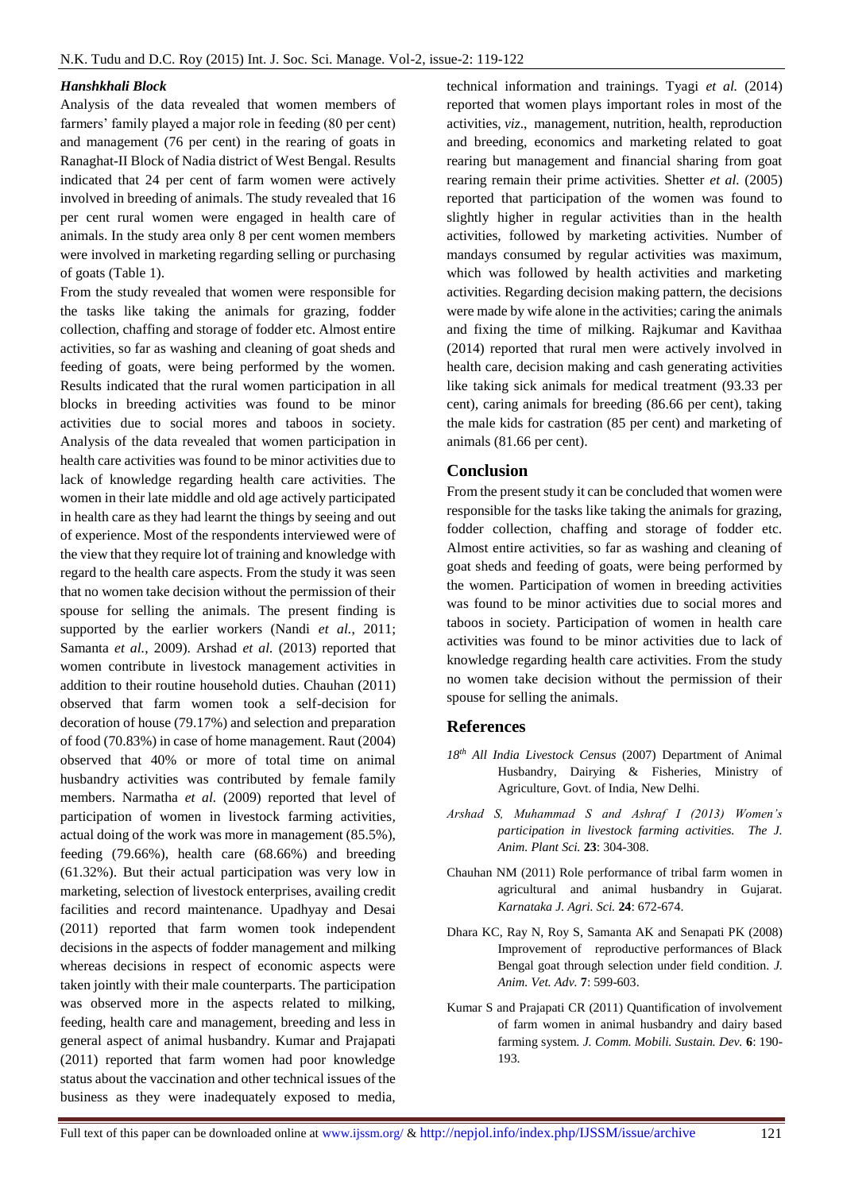### *Hanshkhali Block*

Analysis of the data revealed that women members of farmers' family played a major role in feeding (80 per cent) and management (76 per cent) in the rearing of goats in Ranaghat-II Block of Nadia district of West Bengal. Results indicated that 24 per cent of farm women were actively involved in breeding of animals. The study revealed that 16 per cent rural women were engaged in health care of animals. In the study area only 8 per cent women members were involved in marketing regarding selling or purchasing of goats (Table 1).

From the study revealed that women were responsible for the tasks like taking the animals for grazing, fodder collection, chaffing and storage of fodder etc. Almost entire activities, so far as washing and cleaning of goat sheds and feeding of goats, were being performed by the women. Results indicated that the rural women participation in all blocks in breeding activities was found to be minor activities due to social mores and taboos in society. Analysis of the data revealed that women participation in health care activities was found to be minor activities due to lack of knowledge regarding health care activities. The women in their late middle and old age actively participated in health care as they had learnt the things by seeing and out of experience. Most of the respondents interviewed were of the view that they require lot of training and knowledge with regard to the health care aspects. From the study it was seen that no women take decision without the permission of their spouse for selling the animals. The present finding is supported by the earlier workers (Nandi *et al.*, 2011; Samanta *et al.*, 2009). Arshad *et al.* (2013) reported that women contribute in livestock management activities in addition to their routine household duties. Chauhan (2011) observed that farm women took a self-decision for decoration of house (79.17%) and selection and preparation of food (70.83%) in case of home management. Raut (2004) observed that 40% or more of total time on animal husbandry activities was contributed by female family members. Narmatha *et al.* (2009) reported that level of participation of women in livestock farming activities, actual doing of the work was more in management (85.5%), feeding (79.66%), health care (68.66%) and breeding (61.32%). But their actual participation was very low in marketing, selection of livestock enterprises, availing credit facilities and record maintenance. Upadhyay and Desai (2011) reported that farm women took independent decisions in the aspects of fodder management and milking whereas decisions in respect of economic aspects were taken jointly with their male counterparts. The participation was observed more in the aspects related to milking, feeding, health care and management, breeding and less in general aspect of animal husbandry. Kumar and Prajapati (2011) reported that farm women had poor knowledge status about the vaccination and other technical issues of the business as they were inadequately exposed to media, technical information and trainings. Tyagi *et al.* (2014) reported that women plays important roles in most of the activities, *viz*., management, nutrition, health, reproduction and breeding, economics and marketing related to goat rearing but management and financial sharing from goat rearing remain their prime activities. Shetter *et al.* (2005) reported that participation of the women was found to slightly higher in regular activities than in the health activities, followed by marketing activities. Number of mandays consumed by regular activities was maximum, which was followed by health activities and marketing activities. Regarding decision making pattern, the decisions were made by wife alone in the activities; caring the animals and fixing the time of milking. Rajkumar and Kavithaa (2014) reported that rural men were actively involved in health care, decision making and cash generating activities like taking sick animals for medical treatment (93.33 per cent), caring animals for breeding (86.66 per cent), taking the male kids for castration (85 per cent) and marketing of animals (81.66 per cent).

## Conclusion

From the present study it can be concluded that women were responsible for the tasks like taking the animals for grazing, fodder collection, chaffing and storage of fodder etc. Almost entire activities, so far as washing and cleaning of goat sheds and feeding of goats, were being performed by the women. Participation of women in breeding activities was found to be minor activities due to social mores and taboos in society. Participation of women in health care activities was found to be minor activities due to lack of knowledge regarding health care activities. From the study no women take decision without the permission of their spouse for selling the animals.

## References

*18th All India Livestock Census* (2007) Department of Animal Husbandry, Dairying & Fisheries, Ministry of Agriculture, Govt. of India, New Delhi.

*Arshad S, Muhammad S and Ashraf I (2013) Women's participation in livestock farming activities. The J. Anim. Plant Sci.* **23**: 304-308.

Chauhan NM (2011) Role performance of tribal farm women in agricultural and animal husbandry in Gujarat. *Karnataka J. Agri. Sci.* **24**: 672-674.

Dhara KC, Ray N, Roy S, Samanta AK and Senapati PK (2008) Improvement of reproductive performances of Black Bengal goat through selection under field condition. *J. Anim. Vet. Adv.* **7**: 599-603.

Kumar S and Prajapati CR (2011) Quantification of involvement of farm women in animal husbandry and dairy based farming system. *J. Comm. Mobili. Sustain. Dev.* **6**: 190-193.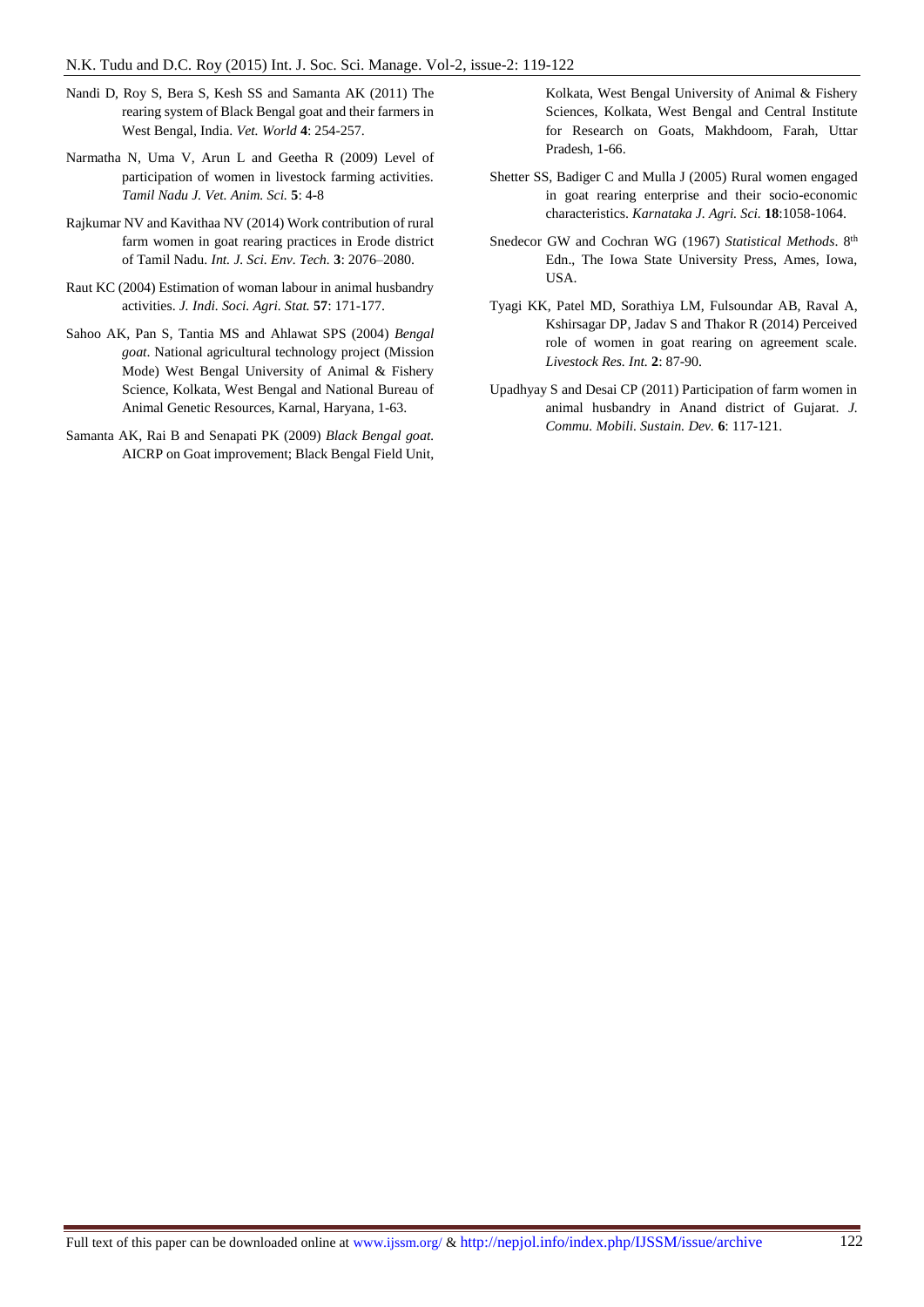Nandi D, Roy S, Bera S, Kesh SS and Samanta AK (2011) The rearing system of Black Bengal goat and their farmers in West Bengal, India. *Vet. World* **4**: 254-257.

Narmatha N, Uma V, Arun L and Geetha R (2009) Level of participation of women in livestock farming activities. *Tamil Nadu J. Vet. Anim. Sci.* **5**: 4-8

Rajkumar NV and Kavithaa NV (2014) Work contribution of rural farm women in goat rearing practices in Erode district of Tamil Nadu. *Int. J. Sci. Env. Tech.* **3**: 2076–2080.

Raut KC (2004) Estimation of woman labour in animal husbandry activities. *J. Indi. Soci. Agri. Stat.* **57**: 171-177.

Sahoo AK, Pan S, Tantia MS and Ahlawat SPS (2004) *Bengal goat*. National agricultural technology project (Mission Mode) West Bengal University of Animal & Fishery Science, Kolkata, West Bengal and National Bureau of Animal Genetic Resources, Karnal, Haryana, 1-63.

Samanta AK, Rai B and Senapati PK (2009) *Black Bengal goat.* AICRP on Goat improvement; Black Bengal Field Unit, Kolkata, West Bengal University of Animal & Fishery Sciences, Kolkata, West Bengal and Central Institute for Research on Goats, Makhdoom, Farah, Uttar Pradesh, 1-66.

Shetter SS, Badiger C and Mulla J (2005) Rural women engaged in goat rearing enterprise and their socio-economic characteristics. *Karnataka J. Agri. Sci.* **18**:1058-1064.

Snedecor GW and Cochran WG (1967) *Statistical Methods*. 8th Edn., The Iowa State University Press, Ames, Iowa, USA.

Tyagi KK, Patel MD, Sorathiya LM, Fulsoundar AB, Raval A, Kshirsagar DP, Jadav S and Thakor R (2014) Perceived role of women in goat rearing on agreement scale. *Livestock Res. Int.* **2**: 87-90.

Upadhyay S and Desai CP (2011) Participation of farm women in animal husbandry in Anand district of Gujarat. *J. Commu. Mobili. Sustain. Dev.* **6**: 117-121.